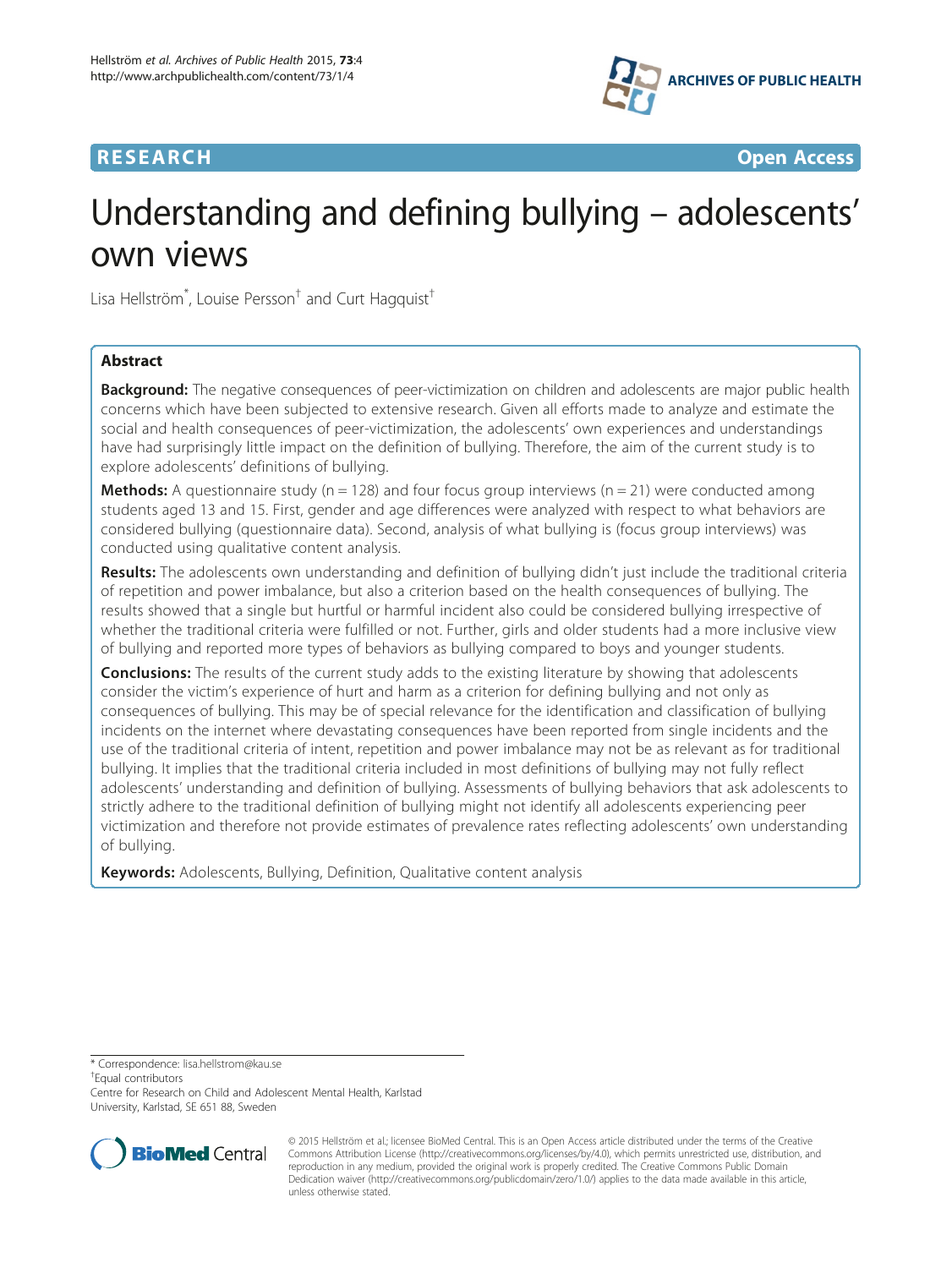**RESEARCH** **Open Access**

# Understanding and defining bullying – adolescents' own views

Lisa Hellström*, Louise Persson† and Curt Hagquist†

## Abstract

**Background:** The negative consequences of peer-victimization on children and adolescents are major public health concerns which have been subjected to extensive research. Given all efforts made to analyze and estimate the social and health consequences of peer-victimization, the adolescents' own experiences and understandings have had surprisingly little impact on the definition of bullying. Therefore, the aim of the current study is to explore adolescents' definitions of bullying.

**Methods:** A questionnaire study (n = 128) and four focus group interviews (n = 21) were conducted among students aged 13 and 15. First, gender and age differences were analyzed with respect to what behaviors are considered bullying (questionnaire data). Second, analysis of what bullying is (focus group interviews) was conducted using qualitative content analysis.

**Results:** The adolescents own understanding and definition of bullying didn't just include the traditional criteria of repetition and power imbalance, but also a criterion based on the health consequences of bullying. The results showed that a single but hurtful or harmful incident also could be considered bullying irrespective of whether the traditional criteria were fulfilled or not. Further, girls and older students had a more inclusive view of bullying and reported more types of behaviors as bullying compared to boys and younger students.

**Conclusions:** The results of the current study adds to the existing literature by showing that adolescents consider the victim's experience of hurt and harm as a criterion for defining bullying and not only as consequences of bullying. This may be of special relevance for the identification and classification of bullying incidents on the internet where devastating consequences have been reported from single incidents and the use of the traditional criteria of intent, repetition and power imbalance may not be as relevant as for traditional bullying. It implies that the traditional criteria included in most definitions of bullying may not fully reflect adolescents' understanding and definition of bullying. Assessments of bullying behaviors that ask adolescents to strictly adhere to the traditional definition of bullying might not identify all adolescents experiencing peer victimization and therefore not provide estimates of prevalence rates reflecting adolescents' own understanding of bullying.

**Keywords:** Adolescents, Bullying, Definition, Qualitative content analysis

* Correspondence: lisa.hellstrom@kau.se
†Equal contributors
Centre for Research on Child and Adolescent Mental Health, Karlstad University, Karlstad, SE 651 88, Sweden

© 2015 Hellström et al.; licensee BioMed Central. This is an Open Access article distributed under the terms of the Creative Commons Attribution License (http://creativecommons.org/licenses/by/4.0), which permits unrestricted use, distribution, and reproduction in any medium, provided the original work is properly credited. The Creative Commons Public Domain Dedication waiver (http://creativecommons.org/publicdomain/zero/1.0/) applies to the data made available in this article, unless otherwise stated.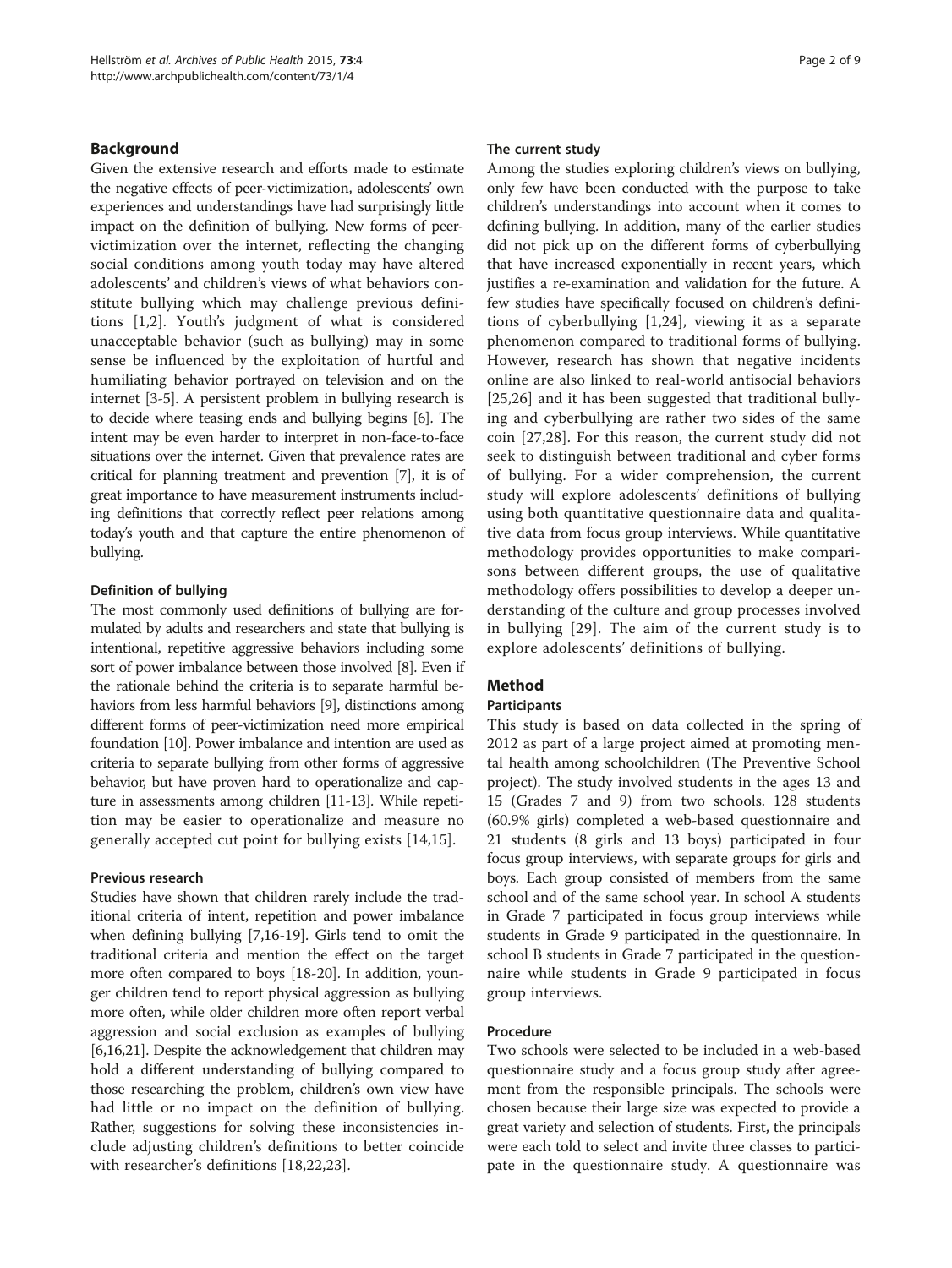## Background

Given the extensive research and efforts made to estimate the negative effects of peer-victimization, adolescents' own experiences and understandings have had surprisingly little impact on the definition of bullying. New forms of peer-victimization over the internet, reflecting the changing social conditions among youth today may have altered adolescents' and children's views of what behaviors constitute bullying which may challenge previous definitions [1,2]. Youth's judgment of what is considered unacceptable behavior (such as bullying) may in some sense be influenced by the exploitation of hurtful and humiliating behavior portrayed on television and on the internet [3-5]. A persistent problem in bullying research is to decide where teasing ends and bullying begins [6]. The intent may be even harder to interpret in non-face-to-face situations over the internet. Given that prevalence rates are critical for planning treatment and prevention [7], it is of great importance to have measurement instruments including definitions that correctly reflect peer relations among today's youth and that capture the entire phenomenon of bullying.

### Definition of bullying

The most commonly used definitions of bullying are formulated by adults and researchers and state that bullying is intentional, repetitive aggressive behaviors including some sort of power imbalance between those involved [8]. Even if the rationale behind the criteria is to separate harmful behaviors from less harmful behaviors [9], distinctions among different forms of peer-victimization need more empirical foundation [10]. Power imbalance and intention are used as criteria to separate bullying from other forms of aggressive behavior, but have proven hard to operationalize and capture in assessments among children [11-13]. While repetition may be easier to operationalize and measure no generally accepted cut point for bullying exists [14,15].

### Previous research

Studies have shown that children rarely include the traditional criteria of intent, repetition and power imbalance when defining bullying [7,16-19]. Girls tend to omit the traditional criteria and mention the effect on the target more often compared to boys [18-20]. In addition, younger children tend to report physical aggression as bullying more often, while older children more often report verbal aggression and social exclusion as examples of bullying [6,16,21]. Despite the acknowledgement that children may hold a different understanding of bullying compared to those researching the problem, children's own view have had little or no impact on the definition of bullying. Rather, suggestions for solving these inconsistencies include adjusting children's definitions to better coincide with researcher's definitions [18,22,23].

### The current study

Among the studies exploring children's views on bullying, only few have been conducted with the purpose to take children's understandings into account when it comes to defining bullying. In addition, many of the earlier studies did not pick up on the different forms of cyberbullying that have increased exponentially in recent years, which justifies a re-examination and validation for the future. A few studies have specifically focused on children's definitions of cyberbullying [1,24], viewing it as a separate phenomenon compared to traditional forms of bullying. However, research has shown that negative incidents online are also linked to real-world antisocial behaviors [25,26] and it has been suggested that traditional bullying and cyberbullying are rather two sides of the same coin [27,28]. For this reason, the current study did not seek to distinguish between traditional and cyber forms of bullying. For a wider comprehension, the current study will explore adolescents' definitions of bullying using both quantitative questionnaire data and qualitative data from focus group interviews. While quantitative methodology provides opportunities to make comparisons between different groups, the use of qualitative methodology offers possibilities to develop a deeper understanding of the culture and group processes involved in bullying [29]. The aim of the current study is to explore adolescents' definitions of bullying.

## Method

### Participants

This study is based on data collected in the spring of 2012 as part of a large project aimed at promoting mental health among schoolchildren (The Preventive School project). The study involved students in the ages 13 and 15 (Grades 7 and 9) from two schools. 128 students (60.9% girls) completed a web-based questionnaire and 21 students (8 girls and 13 boys) participated in four focus group interviews, with separate groups for girls and boys. Each group consisted of members from the same school and of the same school year. In school A students in Grade 7 participated in focus group interviews while students in Grade 9 participated in the questionnaire. In school B students in Grade 7 participated in the questionnaire while students in Grade 9 participated in focus group interviews.

### Procedure

Two schools were selected to be included in a web-based questionnaire study and a focus group study after agreement from the responsible principals. The schools were chosen because their large size was expected to provide a great variety and selection of students. First, the principals were each told to select and invite three classes to participate in the questionnaire study. A questionnaire was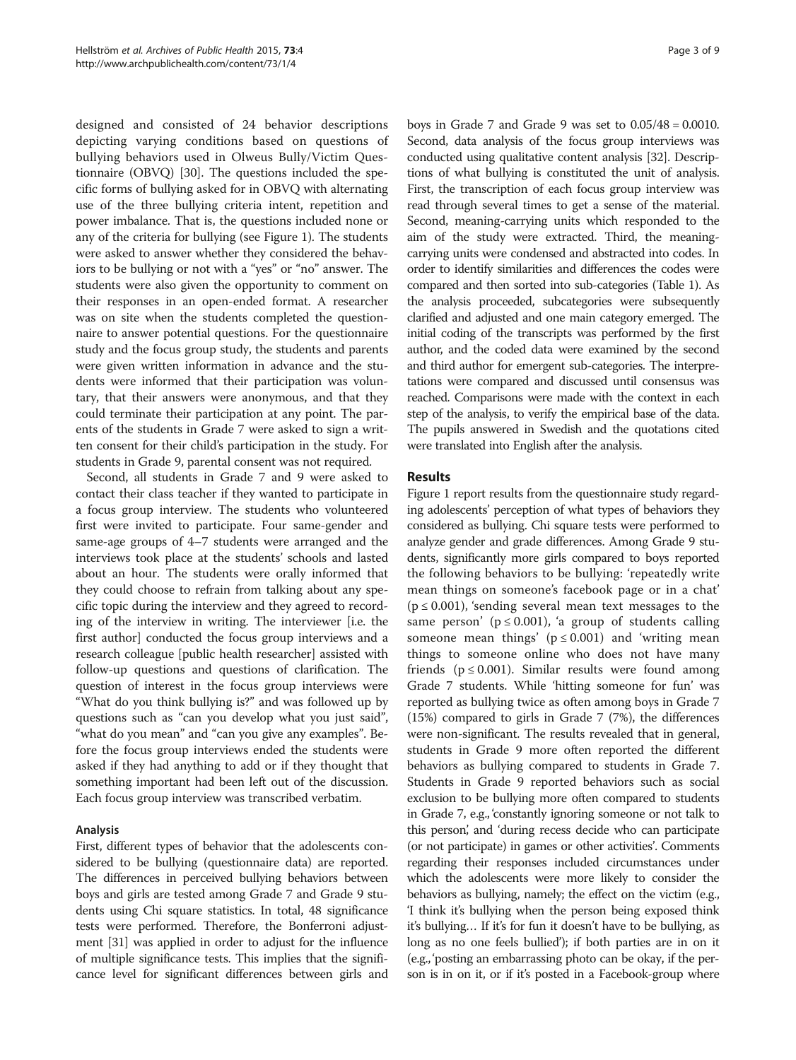designed and consisted of 24 behavior descriptions depicting varying conditions based on questions of bullying behaviors used in Olweus Bully/Victim Questionnaire (OBVQ) [30]. The questions included the specific forms of bullying asked for in OBVQ with alternating use of the three bullying criteria intent, repetition and power imbalance. That is, the questions included none or any of the criteria for bullying (see Figure 1). The students were asked to answer whether they considered the behaviors to be bullying or not with a "yes" or "no" answer. The students were also given the opportunity to comment on their responses in an open-ended format. A researcher was on site when the students completed the questionnaire to answer potential questions. For the questionnaire study and the focus group study, the students and parents were given written information in advance and the students were informed that their participation was voluntary, that their answers were anonymous, and that they could terminate their participation at any point. The parents of the students in Grade 7 were asked to sign a written consent for their child's participation in the study. For students in Grade 9, parental consent was not required.

Second, all students in Grade 7 and 9 were asked to contact their class teacher if they wanted to participate in a focus group interview. The students who volunteered first were invited to participate. Four same-gender and same-age groups of 4–7 students were arranged and the interviews took place at the students' schools and lasted about an hour. The students were orally informed that they could choose to refrain from talking about any specific topic during the interview and they agreed to recording of the interview in writing. The interviewer [i.e. the first author] conducted the focus group interviews and a research colleague [public health researcher] assisted with follow-up questions and questions of clarification. The question of interest in the focus group interviews were "What do you think bullying is?" and was followed up by questions such as "can you develop what you just said", "what do you mean" and "can you give any examples". Before the focus group interviews ended the students were asked if they had anything to add or if they thought that something important had been left out of the discussion. Each focus group interview was transcribed verbatim.

### Analysis

First, different types of behavior that the adolescents considered to be bullying (questionnaire data) are reported. The differences in perceived bullying behaviors between boys and girls are tested among Grade 7 and Grade 9 students using Chi square statistics. In total, 48 significance tests were performed. Therefore, the Bonferroni adjustment [31] was applied in order to adjust for the influence of multiple significance tests. This implies that the significance level for significant differences between girls and boys in Grade 7 and Grade 9 was set to $0.05/48 = 0.0010$. Second, data analysis of the focus group interviews was conducted using qualitative content analysis [32]. Descriptions of what bullying is constituted the unit of analysis. First, the transcription of each focus group interview was read through several times to get a sense of the material. Second, meaning-carrying units which responded to the aim of the study were extracted. Third, the meaning-carrying units were condensed and abstracted into codes. In order to identify similarities and differences the codes were compared and then sorted into sub-categories (Table 1). As the analysis proceeded, subcategories were subsequently clarified and adjusted and one main category emerged. The initial coding of the transcripts was performed by the first author, and the coded data were examined by the second and third author for emergent sub-categories. The interpretations were compared and discussed until consensus was reached. Comparisons were made with the context in each step of the analysis, to verify the empirical base of the data. The pupils answered in Swedish and the quotations cited were translated into English after the analysis.

## Results

Figure 1 report results from the questionnaire study regarding adolescents' perception of what types of behaviors they considered as bullying. Chi square tests were performed to analyze gender and grade differences. Among Grade 9 students, significantly more girls compared to boys reported the following behaviors to be bullying: 'repeatedly write mean things on someone's facebook page or in a chat' ($p \leq 0.001$), 'sending several mean text messages to the same person' ($p \leq 0.001$), 'a group of students calling someone mean things' ($p \leq 0.001$) and 'writing mean things to someone online who does not have many friends ($p \leq 0.001$). Similar results were found among Grade 7 students. While 'hitting someone for fun' was reported as bullying twice as often among boys in Grade 7 (15%) compared to girls in Grade 7 (7%), the differences were non-significant. The results revealed that in general, students in Grade 9 more often reported the different behaviors as bullying compared to students in Grade 7. Students in Grade 9 reported behaviors such as social exclusion to be bullying more often compared to students in Grade 7, e.g., 'constantly ignoring someone or not talk to this person', and 'during recess decide who can participate (or not participate) in games or other activities'. Comments regarding their responses included circumstances under which the adolescents were more likely to consider the behaviors as bullying, namely; the effect on the victim (e.g., 'I think it's bullying when the person being exposed think it's bullying… If it's for fun it doesn't have to be bullying, as long as no one feels bullied'); if both parties are in on it (e.g., 'posting an embarrassing photo can be okay, if the person is in on it, or if it's posted in a Facebook-group where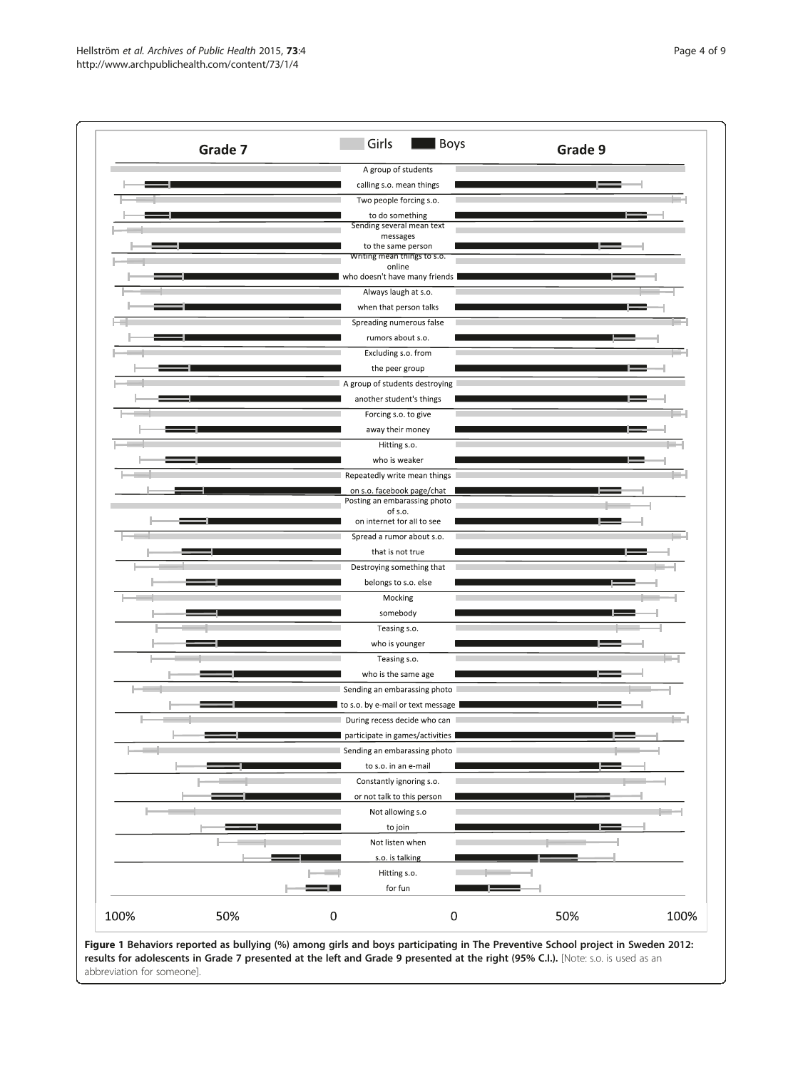**Figure 1 Behaviors reported as bullying (%) among girls and boys participating in The Preventive School project in Sweden 2012: results for adolescents in Grade 7 presented at the left and Grade 9 presented at the right (95% C.I.).** [Note: s.o. is used as an abbreviation for someone].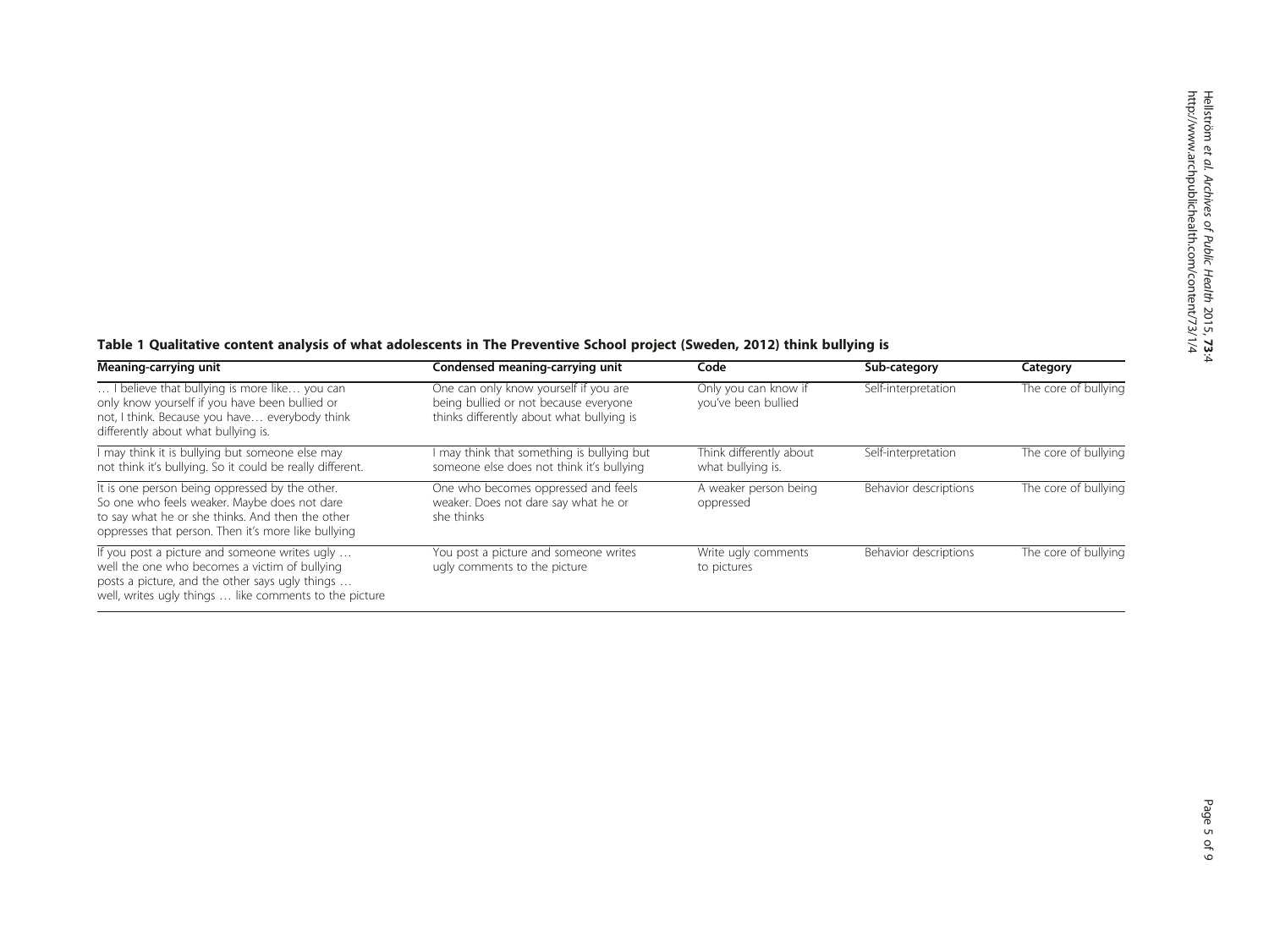**Table 1 Qualitative content analysis of what adolescents in The Preventive School project (Sweden, 2012) think bullying is**

| Meaning-carrying unit | Condensed meaning-carrying unit | Code | Sub-category | Category |
|---|---|---|---|---|
| … I believe that bullying is more like… you can only know yourself if you have been bullied or not, I think. Because you have… everybody think differently about what bullying is. | One can only know yourself if you are being bullied or not because everyone thinks differently about what bullying is | Only you can know if you've been bullied | Self-interpretation | The core of bullying |
| I may think it is bullying but someone else may not think it's bullying. So it could be really different. | I may think that something is bullying but someone else does not think it's bullying | Think differently about what bullying is. | Self-interpretation | The core of bullying |
| It is one person being oppressed by the other. So one who feels weaker. Maybe does not dare to say what he or she thinks. And then the other oppresses that person. Then it's more like bullying | One who becomes oppressed and feels weaker. Does not dare say what he or she thinks | A weaker person being oppressed | Behavior descriptions | The core of bullying |
| If you post a picture and someone writes ugly … well the one who becomes a victim of bullying posts a picture, and the other says ugly things … well, writes ugly things … like comments to the picture | You post a picture and someone writes ugly comments to the picture | Write ugly comments to pictures | Behavior descriptions | The core of bullying |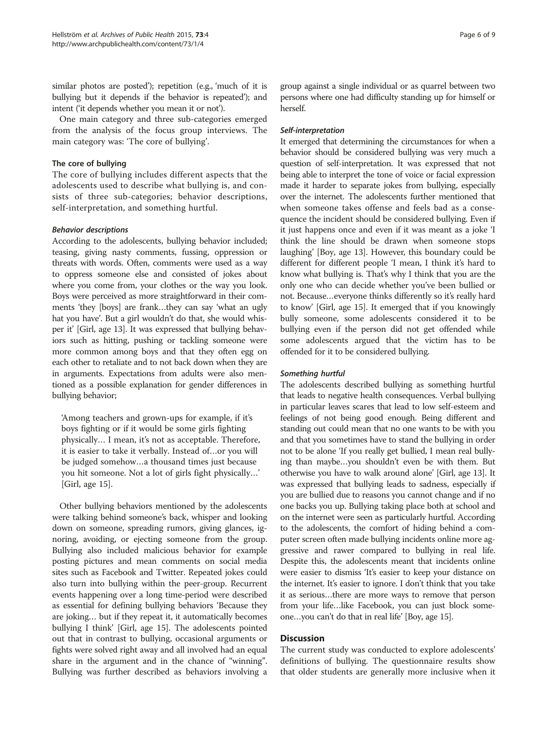similar photos are posted'); repetition (e.g., 'much of it is bullying but it depends if the behavior is repeated'); and intent ('it depends whether you mean it or not').

One main category and three sub-categories emerged from the analysis of the focus group interviews. The main category was: 'The core of bullying'.

### The core of bullying

The core of bullying includes different aspects that the adolescents used to describe what bullying is, and consists of three sub-categories; behavior descriptions, self-interpretation, and something hurtful.

#### *Behavior descriptions*

According to the adolescents, bullying behavior included; teasing, giving nasty comments, fussing, oppression or threats with words. Often, comments were used as a way to oppress someone else and consisted of jokes about where you come from, your clothes or the way you look. Boys were perceived as more straightforward in their comments 'they [boys] are frank…they can say 'what an ugly hat you have'. But a girl wouldn't do that, she would whisper it' [Girl, age 13]. It was expressed that bullying behaviors such as hitting, pushing or tackling someone were more common among boys and that they often egg on each other to retaliate and to not back down when they are in arguments. Expectations from adults were also mentioned as a possible explanation for gender differences in bullying behavior;

> 'Among teachers and grown-ups for example, if it's boys fighting or if it would be some girls fighting physically… I mean, it's not as acceptable. Therefore, it is easier to take it verbally. Instead of…or you will be judged somehow…a thousand times just because you hit someone. Not a lot of girls fight physically…' [Girl, age 15].

Other bullying behaviors mentioned by the adolescents were talking behind someone's back, whisper and looking down on someone, spreading rumors, giving glances, ignoring, avoiding, or ejecting someone from the group. Bullying also included malicious behavior for example posting pictures and mean comments on social media sites such as Facebook and Twitter. Repeated jokes could also turn into bullying within the peer-group. Recurrent events happening over a long time-period were described as essential for defining bullying behaviors 'Because they are joking… but if they repeat it, it automatically becomes bullying I think' [Girl, age 15]. The adolescents pointed out that in contrast to bullying, occasional arguments or fights were solved right away and all involved had an equal share in the argument and in the chance of "winning". Bullying was further described as behaviors involving a group against a single individual or as quarrel between two persons where one had difficulty standing up for himself or herself.

#### *Self-interpretation*

It emerged that determining the circumstances for when a behavior should be considered bullying was very much a question of self-interpretation. It was expressed that not being able to interpret the tone of voice or facial expression made it harder to separate jokes from bullying, especially over the internet. The adolescents further mentioned that when someone takes offense and feels bad as a consequence the incident should be considered bullying. Even if it just happens once and even if it was meant as a joke 'I think the line should be drawn when someone stops laughing' [Boy, age 13]. However, this boundary could be different for different people 'I mean, I think it's hard to know what bullying is. That's why I think that you are the only one who can decide whether you've been bullied or not. Because…everyone thinks differently so it's really hard to know' [Girl, age 15]. It emerged that if you knowingly bully someone, some adolescents considered it to be bullying even if the person did not get offended while some adolescents argued that the victim has to be offended for it to be considered bullying.

#### *Something hurtful*

The adolescents described bullying as something hurtful that leads to negative health consequences. Verbal bullying in particular leaves scares that lead to low self-esteem and feelings of not being good enough. Being different and standing out could mean that no one wants to be with you and that you sometimes have to stand the bullying in order not to be alone 'If you really get bullied, I mean real bullying than maybe…you shouldn't even be with them. But otherwise you have to walk around alone' [Girl, age 13]. It was expressed that bullying leads to sadness, especially if you are bullied due to reasons you cannot change and if no one backs you up. Bullying taking place both at school and on the internet were seen as particularly hurtful. According to the adolescents, the comfort of hiding behind a computer screen often made bullying incidents online more aggressive and rawer compared to bullying in real life. Despite this, the adolescents meant that incidents online were easier to dismiss 'It's easier to keep your distance on the internet. It's easier to ignore. I don't think that you take it as serious…there are more ways to remove that person from your life…like Facebook, you can just block someone…you can't do that in real life' [Boy, age 15].

## Discussion

The current study was conducted to explore adolescents' definitions of bullying. The questionnaire results show that older students are generally more inclusive when it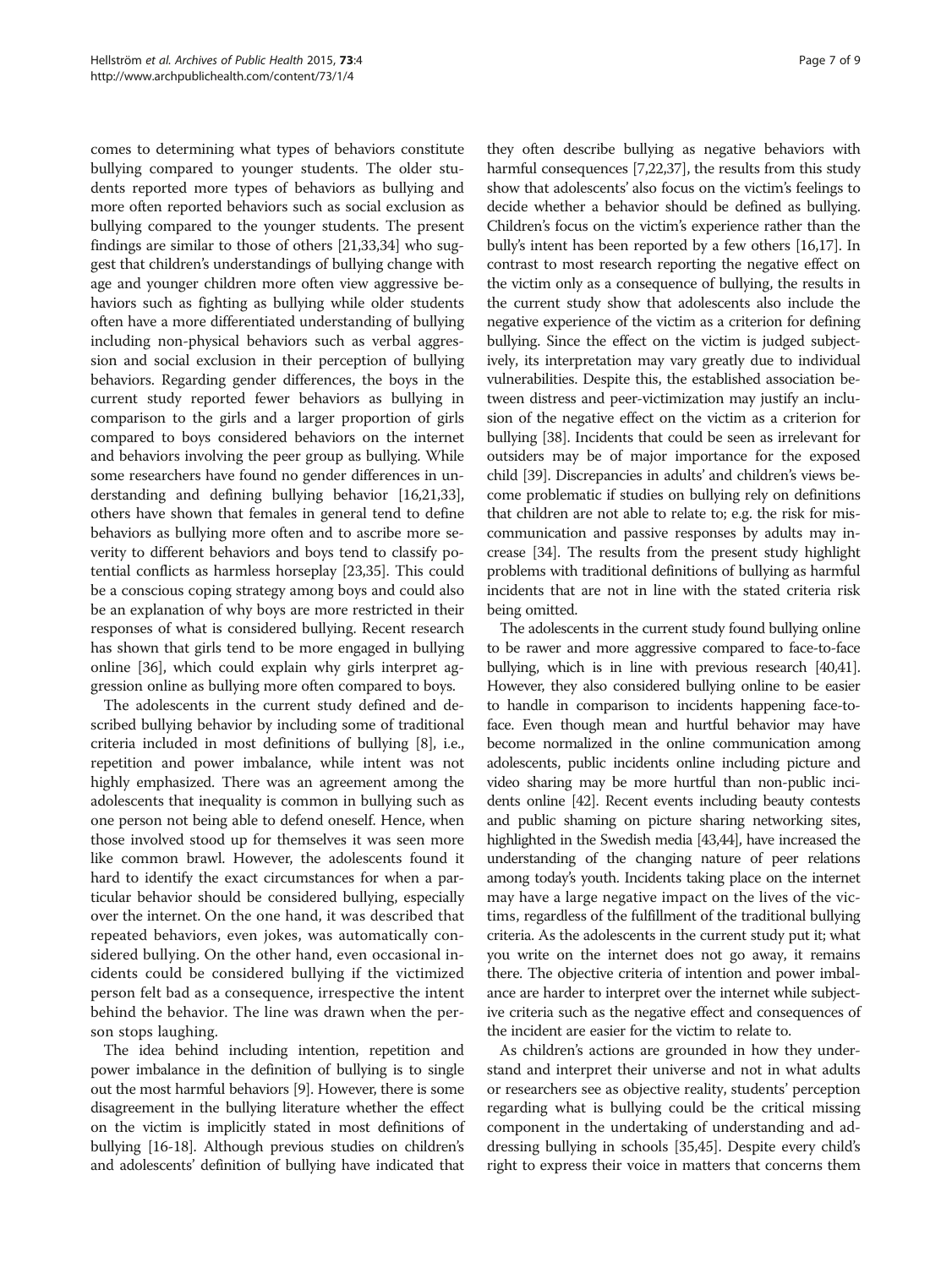comes to determining what types of behaviors constitute bullying compared to younger students. The older students reported more types of behaviors as bullying and more often reported behaviors such as social exclusion as bullying compared to the younger students. The present findings are similar to those of others [21,33,34] who suggest that children's understandings of bullying change with age and younger children more often view aggressive behaviors such as fighting as bullying while older students often have a more differentiated understanding of bullying including non-physical behaviors such as verbal aggression and social exclusion in their perception of bullying behaviors. Regarding gender differences, the boys in the current study reported fewer behaviors as bullying in comparison to the girls and a larger proportion of girls compared to boys considered behaviors on the internet and behaviors involving the peer group as bullying. While some researchers have found no gender differences in understanding and defining bullying behavior [16,21,33], others have shown that females in general tend to define behaviors as bullying more often and to ascribe more severity to different behaviors and boys tend to classify potential conflicts as harmless horseplay [23,35]. This could be a conscious coping strategy among boys and could also be an explanation of why boys are more restricted in their responses of what is considered bullying. Recent research has shown that girls tend to be more engaged in bullying online [36], which could explain why girls interpret aggression online as bullying more often compared to boys.

The adolescents in the current study defined and described bullying behavior by including some of traditional criteria included in most definitions of bullying [8], i.e., repetition and power imbalance, while intent was not highly emphasized. There was an agreement among the adolescents that inequality is common in bullying such as one person not being able to defend oneself. Hence, when those involved stood up for themselves it was seen more like common brawl. However, the adolescents found it hard to identify the exact circumstances for when a particular behavior should be considered bullying, especially over the internet. On the one hand, it was described that repeated behaviors, even jokes, was automatically considered bullying. On the other hand, even occasional incidents could be considered bullying if the victimized person felt bad as a consequence, irrespective the intent behind the behavior. The line was drawn when the person stops laughing.

The idea behind including intention, repetition and power imbalance in the definition of bullying is to single out the most harmful behaviors [9]. However, there is some disagreement in the bullying literature whether the effect on the victim is implicitly stated in most definitions of bullying [16-18]. Although previous studies on children's and adolescents' definition of bullying have indicated that they often describe bullying as negative behaviors with harmful consequences [7,22,37], the results from this study show that adolescents' also focus on the victim's feelings to decide whether a behavior should be defined as bullying. Children's focus on the victim's experience rather than the bully's intent has been reported by a few others [16,17]. In contrast to most research reporting the negative effect on the victim only as a consequence of bullying, the results in the current study show that adolescents also include the negative experience of the victim as a criterion for defining bullying. Since the effect on the victim is judged subjectively, its interpretation may vary greatly due to individual vulnerabilities. Despite this, the established association between distress and peer-victimization may justify an inclusion of the negative effect on the victim as a criterion for bullying [38]. Incidents that could be seen as irrelevant for outsiders may be of major importance for the exposed child [39]. Discrepancies in adults' and children's views become problematic if studies on bullying rely on definitions that children are not able to relate to; e.g. the risk for miscommunication and passive responses by adults may increase [34]. The results from the present study highlight problems with traditional definitions of bullying as harmful incidents that are not in line with the stated criteria risk being omitted.

The adolescents in the current study found bullying online to be rawer and more aggressive compared to face-to-face bullying, which is in line with previous research [40,41]. However, they also considered bullying online to be easier to handle in comparison to incidents happening face-to-face. Even though mean and hurtful behavior may have become normalized in the online communication among adolescents, public incidents online including picture and video sharing may be more hurtful than non-public incidents online [42]. Recent events including beauty contests and public shaming on picture sharing networking sites, highlighted in the Swedish media [43,44], have increased the understanding of the changing nature of peer relations among today's youth. Incidents taking place on the internet may have a large negative impact on the lives of the victims, regardless of the fulfillment of the traditional bullying criteria. As the adolescents in the current study put it; what you write on the internet does not go away, it remains there. The objective criteria of intention and power imbalance are harder to interpret over the internet while subjective criteria such as the negative effect and consequences of the incident are easier for the victim to relate to.

As children's actions are grounded in how they understand and interpret their universe and not in what adults or researchers see as objective reality, students' perception regarding what is bullying could be the critical missing component in the undertaking of understanding and addressing bullying in schools [35,45]. Despite every child's right to express their voice in matters that concerns them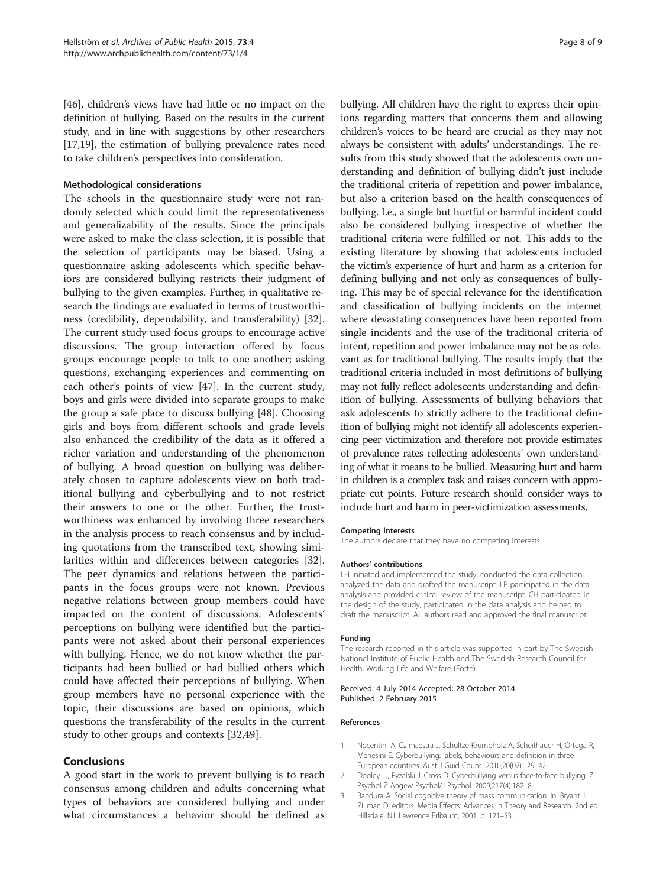[46], children's views have had little or no impact on the definition of bullying. Based on the results in the current study, and in line with suggestions by other researchers [17,19], the estimation of bullying prevalence rates need to take children's perspectives into consideration.

### Methodological considerations

The schools in the questionnaire study were not randomly selected which could limit the representativeness and generalizability of the results. Since the principals were asked to make the class selection, it is possible that the selection of participants may be biased. Using a questionnaire asking adolescents which specific behaviors are considered bullying restricts their judgment of bullying to the given examples. Further, in qualitative research the findings are evaluated in terms of trustworthiness (credibility, dependability, and transferability) [32]. The current study used focus groups to encourage active discussions. The group interaction offered by focus groups encourage people to talk to one another; asking questions, exchanging experiences and commenting on each other's points of view [47]. In the current study, boys and girls were divided into separate groups to make the group a safe place to discuss bullying [48]. Choosing girls and boys from different schools and grade levels also enhanced the credibility of the data as it offered a richer variation and understanding of the phenomenon of bullying. A broad question on bullying was deliberately chosen to capture adolescents view on both traditional bullying and cyberbullying and to not restrict their answers to one or the other. Further, the trustworthiness was enhanced by involving three researchers in the analysis process to reach consensus and by including quotations from the transcribed text, showing similarities within and differences between categories [32]. The peer dynamics and relations between the participants in the focus groups were not known. Previous negative relations between group members could have impacted on the content of discussions. Adolescents' perceptions on bullying were identified but the participants were not asked about their personal experiences with bullying. Hence, we do not know whether the participants had been bullied or had bullied others which could have affected their perceptions of bullying. When group members have no personal experience with the topic, their discussions are based on opinions, which questions the transferability of the results in the current study to other groups and contexts [32,49].

## Conclusions

A good start in the work to prevent bullying is to reach consensus among children and adults concerning what types of behaviors are considered bullying and under what circumstances a behavior should be defined as bullying. All children have the right to express their opinions regarding matters that concerns them and allowing children's voices to be heard are crucial as they may not always be consistent with adults' understandings. The results from this study showed that the adolescents own understanding and definition of bullying didn't just include the traditional criteria of repetition and power imbalance, but also a criterion based on the health consequences of bullying. I.e., a single but hurtful or harmful incident could also be considered bullying irrespective of whether the traditional criteria were fulfilled or not. This adds to the existing literature by showing that adolescents included the victim's experience of hurt and harm as a criterion for defining bullying and not only as consequences of bullying. This may be of special relevance for the identification and classification of bullying incidents on the internet where devastating consequences have been reported from single incidents and the use of the traditional criteria of intent, repetition and power imbalance may not be as relevant as for traditional bullying. The results imply that the traditional criteria included in most definitions of bullying may not fully reflect adolescents understanding and definition of bullying. Assessments of bullying behaviors that ask adolescents to strictly adhere to the traditional definition of bullying might not identify all adolescents experiencing peer victimization and therefore not provide estimates of prevalence rates reflecting adolescents' own understanding of what it means to be bullied. Measuring hurt and harm in children is a complex task and raises concern with appropriate cut points. Future research should consider ways to include hurt and harm in peer-victimization assessments.

#### Competing interests

The authors declare that they have no competing interests.

#### Authors' contributions

LH initiated and implemented the study, conducted the data collection, analyzed the data and drafted the manuscript. LP participated in the data analysis and provided critical review of the manuscript. CH participated in the design of the study, participated in the data analysis and helped to draft the manuscript. All authors read and approved the final manuscript.

#### Funding

The research reported in this article was supported in part by The Swedish National Institute of Public Health and The Swedish Research Council for Health, Working Life and Welfare (Forte).

Received: 4 July 2014 Accepted: 28 October 2014
Published: 2 February 2015

#### References

1. Nocentini A, Calmaestra J, Schultze-Krumbholz A, Scheithauer H, Ortega R, Menesini E. Cyberbullying: labels, behaviours and definition in three European countries. Aust J Guid Couns. 2010;20(02):129–42.
2. Dooley JJ, Pyżalski J, Cross D. Cyberbullying versus face-to-face bullying. Z Psychol Z Angew Psychol/J Psychol. 2009;217(4):182–8.
3. Bandura A. Social cognitive theory of mass communication. In: Bryant J, Zillman D, editors. Media Effects: Advances in Theory and Research. 2nd ed. Hillsdale, NJ: Lawrence Erlbaum; 2001. p. 121–53.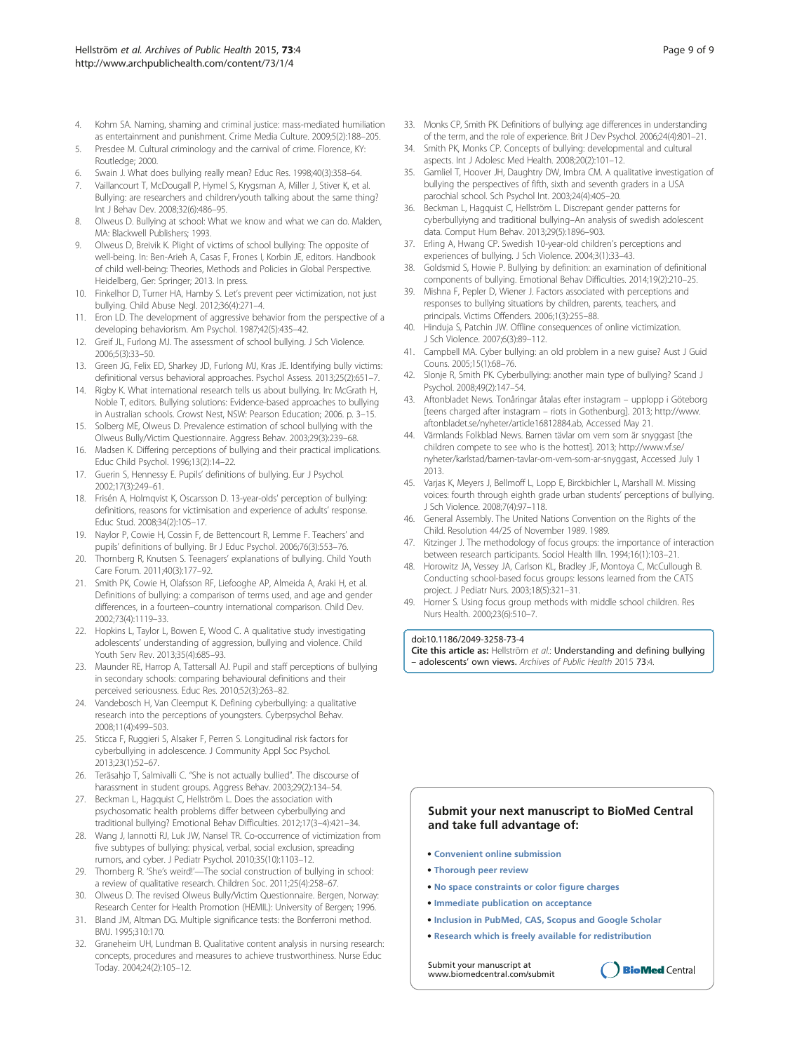4. Kohm SA. Naming, shaming and criminal justice: mass-mediated humiliation as entertainment and punishment. Crime Media Culture. 2009;5(2):188–205.
5. Presdee M. Cultural criminology and the carnival of crime. Florence, KY: Routledge; 2000.
6. Swain J. What does bullying really mean? Educ Res. 1998;40(3):358–64.
7. Vaillancourt T, McDougall P, Hymel S, Krygsman A, Miller J, Stiver K, et al. Bullying: are researchers and children/youth talking about the same thing? Int J Behav Dev. 2008;32(6):486–95.
8. Olweus D. Bullying at school: What we know and what we can do. Malden, MA: Blackwell Publishers; 1993.
9. Olweus D, Breivik K. Plight of victims of school bullying: The opposite of well-being. In: Ben-Arieh A, Casas F, Frones I, Korbin JE, editors. Handbook of child well-being: Theories, Methods and Policies in Global Perspective. Heidelberg, Ger: Springer; 2013. In press.
10. Finkelhor D, Turner HA, Hamby S. Let's prevent peer victimization, not just bullying. Child Abuse Negl. 2012;36(4):271–4.
11. Eron LD. The development of aggressive behavior from the perspective of a developing behaviorism. Am Psychol. 1987;42(5):435–42.
12. Greif JL, Furlong MJ. The assessment of school bullying. J Sch Violence. 2006;5(3):33–50.
13. Green JG, Felix ED, Sharkey JD, Furlong MJ, Kras JE. Identifying bully victims: definitional versus behavioral approaches. Psychol Assess. 2013;25(2):651–7.
14. Rigby K. What international research tells us about bullying. In: McGrath H, Noble T, editors. Bullying solutions: Evidence-based approaches to bullying in Australian schools. Crowst Nest, NSW: Pearson Education; 2006. p. 3–15.
15. Solberg ME, Olweus D. Prevalence estimation of school bullying with the Olweus Bully/Victim Questionnaire. Aggress Behav. 2003;29(3):239–68.
16. Madsen K. Differing perceptions of bullying and their practical implications. Educ Child Psychol. 1996;13(2):14–22.
17. Guerin S, Hennessy E. Pupils' definitions of bullying. Eur J Psychol. 2002;17(3):249–61.
18. Frisén A, Holmqvist K, Oscarsson D. 13-year-olds' perception of bullying: definitions, reasons for victimisation and experience of adults' response. Educ Stud. 2008;34(2):105–17.
19. Naylor P, Cowie H, Cossin F, de Bettencourt R, Lemme F. Teachers' and pupils' definitions of bullying. Br J Educ Psychol. 2006;76(3):553–76.
20. Thornberg R, Knutsen S. Teenagers' explanations of bullying. Child Youth Care Forum. 2011;40(3):177–92.
21. Smith PK, Cowie H, Olafsson RF, Liefooghe AP, Almeida A, Araki H, et al. Definitions of bullying: a comparison of terms used, and age and gender differences, in a fourteen–country international comparison. Child Dev. 2002;73(4):1119–33.
22. Hopkins L, Taylor L, Bowen E, Wood C. A qualitative study investigating adolescents' understanding of aggression, bullying and violence. Child Youth Serv Rev. 2013;35(4):685–93.
23. Maunder RE, Harrop A, Tattersall AJ. Pupil and staff perceptions of bullying in secondary schools: comparing behavioural definitions and their perceived seriousness. Educ Res. 2010;52(3):263–82.
24. Vandebosch H, Van Cleemput K. Defining cyberbullying: a qualitative research into the perceptions of youngsters. Cyberpsychol Behav. 2008;11(4):499–503.
25. Sticca F, Ruggieri S, Alsaker F, Perren S. Longitudinal risk factors for cyberbullying in adolescence. J Community Appl Soc Psychol. 2013;23(1):52–67.
26. Teräsahjo T, Salmivalli C. "She is not actually bullied". The discourse of harassment in student groups. Aggress Behav. 2003;29(2):134–54.
27. Beckman L, Hagquist C, Hellström L. Does the association with psychosomatic health problems differ between cyberbullying and traditional bullying? Emotional Behav Difficulties. 2012;17(3–4):421–34.
28. Wang J, Iannotti RJ, Luk JW, Nansel TR. Co-occurrence of victimization from five subtypes of bullying: physical, verbal, social exclusion, spreading rumors, and cyber. J Pediatr Psychol. 2010;35(10):1103–12.
29. Thornberg R. 'She's weird!'—The social construction of bullying in school: a review of qualitative research. Children Soc. 2011;25(4):258–67.
30. Olweus D. The revised Olweus Bully/Victim Questionnaire. Bergen, Norway: Research Center for Health Promotion (HEMIL): University of Bergen; 1996.
31. Bland JM, Altman DG. Multiple significance tests: the Bonferroni method. BMJ. 1995;310:170.
32. Graneheim UH, Lundman B. Qualitative content analysis in nursing research: concepts, procedures and measures to achieve trustworthiness. Nurse Educ Today. 2004;24(2):105–12.
33. Monks CP, Smith PK. Definitions of bullying: age differences in understanding of the term, and the role of experience. Brit J Dev Psychol. 2006;24(4):801–21.
34. Smith PK, Monks CP. Concepts of bullying: developmental and cultural aspects. Int J Adolesc Med Health. 2008;20(2):101–12.
35. Gamliel T, Hoover JH, Daughtry DW, Imbra CM. A qualitative investigation of bullying the perspectives of fifth, sixth and seventh graders in a USA parochial school. Sch Psychol Int. 2003;24(4):405–20.
36. Beckman L, Hagquist C, Hellström L. Discrepant gender patterns for cyberbullyiyng and traditional bullying–An analysis of swedish adolescent data. Comput Hum Behav. 2013;29(5):1896–903.
37. Erling A, Hwang CP. Swedish 10-year-old children's perceptions and experiences of bullying. J Sch Violence. 2004;3(1):33–43.
38. Goldsmid S, Howie P. Bullying by definition: an examination of definitional components of bullying. Emotional Behav Difficulties. 2014;19(2):210–25.
39. Mishna F, Pepler D, Wiener J. Factors associated with perceptions and responses to bullying situations by children, parents, teachers, and principals. Victims Offenders. 2006;1(3):255–88.
40. Hinduja S, Patchin JW. Offline consequences of online victimization. J Sch Violence. 2007;6(3):89–112.
41. Campbell MA. Cyber bullying: an old problem in a new guise? Aust J Guid Couns. 2005;15(1):68–76.
42. Slonje R, Smith PK. Cyberbullying: another main type of bullying? Scand J Psychol. 2008;49(2):147–54.
43. Aftonbladet News. Tonåringar åtalas efter instagram – upplopp i Göteborg [teens charged after instagram – riots in Gothenburg]. 2013; http://www.aftonbladet.se/nyheter/article16812884.ab, Accessed May 21.
44. Värmlands Folkblad News. Barnen tävlar om vem som är snyggast [the children compete to see who is the hottest]. 2013; http://www.vf.se/nyheter/karlstad/barnen-tavlar-om-vem-som-ar-snyggast, Accessed July 1 2013.
45. Varjas K, Meyers J, Bellmoff L, Lopp E, Birckbichler L, Marshall M. Missing voices: fourth through eighth grade urban students' perceptions of bullying. J Sch Violence. 2008;7(4):97–118.
46. General Assembly. The United Nations Convention on the Rights of the Child. Resolution 44/25 of November 1989. 1989.
47. Kitzinger J. The methodology of focus groups: the importance of interaction between research participants. Sociol Health Illn. 1994;16(1):103–21.
48. Horowitz JA, Vessey JA, Carlson KL, Bradley JF, Montoya C, McCullough B. Conducting school-based focus groups: lessons learned from the CATS project. J Pediatr Nurs. 2003;18(5):321–31.
49. Horner S. Using focus group methods with middle school children. Res Nurs Health. 2000;23(6):510–7.

doi:10.1186/2049-3258-73-4

**Cite this article as:** Hellström *et al.*: Understanding and defining bullying – adolescents' own views. *Archives of Public Health* 2015 **73**:4.

**Submit your next manuscript to BioMed Central and take full advantage of:**

- **Convenient online submission**
- **Thorough peer review**
- **No space constraints or color figure charges**
- **Immediate publication on acceptance**
- **Inclusion in PubMed, CAS, Scopus and Google Scholar**
- **Research which is freely available for redistribution**

Submit your manuscript at
www.biomedcentral.com/submit

BioMed Central